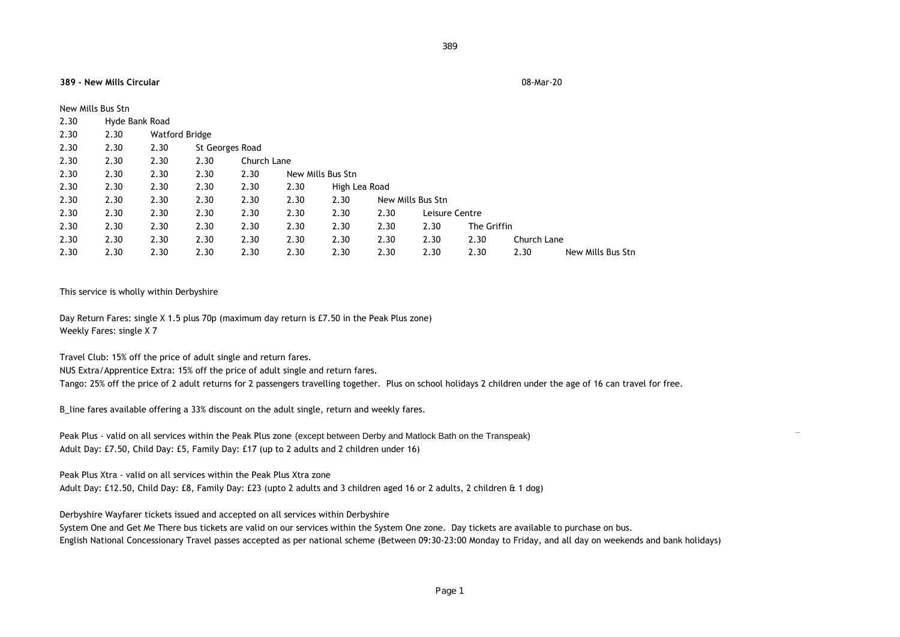**389 - New Mills Circular** 08-Mar-20

| New Mills Bus Stn | | | | | | | | | | | |
|---|---|---|---|---|---|---|---|---|---|---|---|
| 2.30 | Hyde Bank Road | | | | | | | | | | |
| 2.30 | 2.30 | Watford Bridge | | | | | | | | | |
| 2.30 | 2.30 | 2.30 | St Georges Road | | | | | | | | |
| 2.30 | 2.30 | 2.30 | 2.30 | Church Lane | | | | | | | |
| 2.30 | 2.30 | 2.30 | 2.30 | 2.30 | New Mills Bus Stn | | | | | | |
| 2.30 | 2.30 | 2.30 | 2.30 | 2.30 | 2.30 | High Lea Road | | | | | |
| 2.30 | 2.30 | 2.30 | 2.30 | 2.30 | 2.30 | 2.30 | New Mills Bus Stn | | | | |
| 2.30 | 2.30 | 2.30 | 2.30 | 2.30 | 2.30 | 2.30 | 2.30 | Leisure Centre | | | |
| 2.30 | 2.30 | 2.30 | 2.30 | 2.30 | 2.30 | 2.30 | 2.30 | 2.30 | The Griffin | | |
| 2.30 | 2.30 | 2.30 | 2.30 | 2.30 | 2.30 | 2.30 | 2.30 | 2.30 | 2.30 | Church Lane | |
| 2.30 | 2.30 | 2.30 | 2.30 | 2.30 | 2.30 | 2.30 | 2.30 | 2.30 | 2.30 | 2.30 | New Mills Bus Stn |

This service is wholly within Derbyshire

Day Return Fares: single X 1.5 plus 70p (maximum day return is £7.50 in the Peak Plus zone)
Weekly Fares: single X 7

Travel Club: 15% off the price of adult single and return fares.
NUS Extra/Apprentice Extra: 15% off the price of adult single and return fares.
Tango: 25% off the price of 2 adult returns for 2 passengers travelling together. Plus on school holidays 2 children under the age of 16 can travel for free.

B_line fares available offering a 33% discount on the adult single, return and weekly fares.

Peak Plus - valid on all services within the Peak Plus zone (except between Derby and Matlock Bath on the Transpeak)
Adult Day: £7.50, Child Day: £5, Family Day: £17 (up to 2 adults and 2 children under 16)

Peak Plus Xtra - valid on all services within the Peak Plus Xtra zone
Adult Day: £12.50, Child Day: £8, Family Day: £23 (upto 2 adults and 3 children aged 16 or 2 adults, 2 children & 1 dog)

Derbyshire Wayfarer tickets issued and accepted on all services within Derbyshire
System One and Get Me There bus tickets are valid on our services within the System One zone. Day tickets are available to purchase on bus.
English National Concessionary Travel passes accepted as per national scheme (Between 09:30-23:00 Monday to Friday, and all day on weekends and bank holidays)